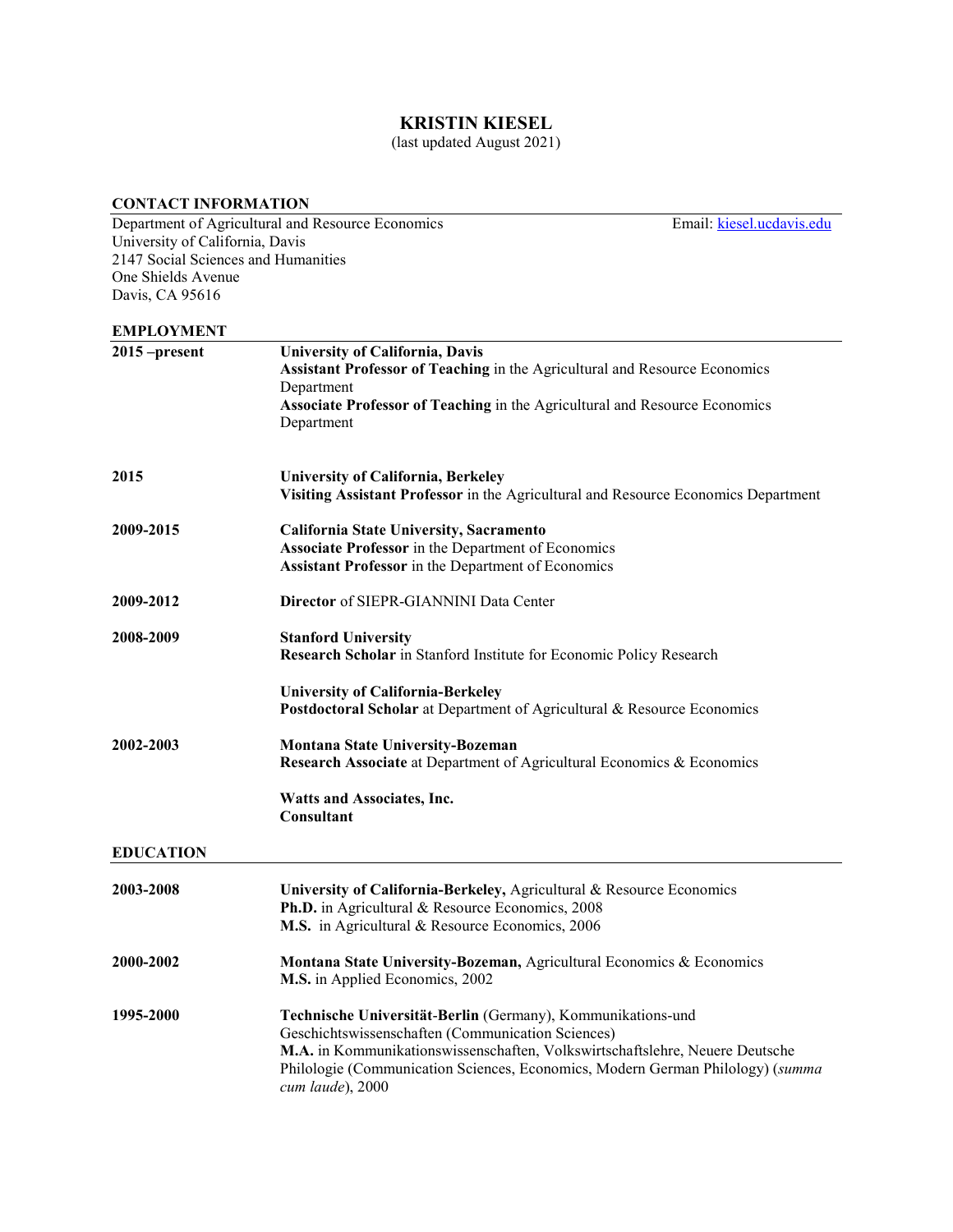# KRISTIN KIESEL

(last updated August 2021)

## CONTACT INFORMATION

Department of Agricultural and Resource Economics
University of California, Davis
2147 Social Sciences and Humanities
One Shields Avenue
Davis, CA 95616

Email: kiesel.ucdavis.edu

## EMPLOYMENT

**2015 –present**
**University of California, Davis**
**Assistant Professor of Teaching** in the Agricultural and Resource Economics Department
**Associate Professor of Teaching** in the Agricultural and Resource Economics Department

**2015**
**University of California, Berkeley**
**Visiting Assistant Professor** in the Agricultural and Resource Economics Department

**2009-2015**
**California State University, Sacramento**
**Associate Professor** in the Department of Economics
**Assistant Professor** in the Department of Economics

**2009-2012**
**Director** of SIEPR-GIANNINI Data Center

**2008-2009**
**Stanford University**
**Research Scholar** in Stanford Institute for Economic Policy Research

**University of California-Berkeley**
**Postdoctoral Scholar** at Department of Agricultural & Resource Economics

**2002-2003**
**Montana State University-Bozeman**
**Research Associate** at Department of Agricultural Economics & Economics

**Watts and Associates, Inc.**
**Consultant**

## EDUCATION

**2003-2008**
**University of California-Berkeley,** Agricultural & Resource Economics
**Ph.D.** in Agricultural & Resource Economics, 2008
**M.S.** in Agricultural & Resource Economics, 2006

**2000-2002**
**Montana State University-Bozeman,** Agricultural Economics & Economics
**M.S.** in Applied Economics, 2002

**1995-2000**
**Technische Universität-Berlin** (Germany), Kommunikations-und Geschichtswissenschaften (Communication Sciences)
**M.A.** in Kommunikationswissenschaften, Volkswirtschaftslehre, Neuere Deutsche Philologie (Communication Sciences, Economics, Modern German Philology) (*summa cum laude*), 2000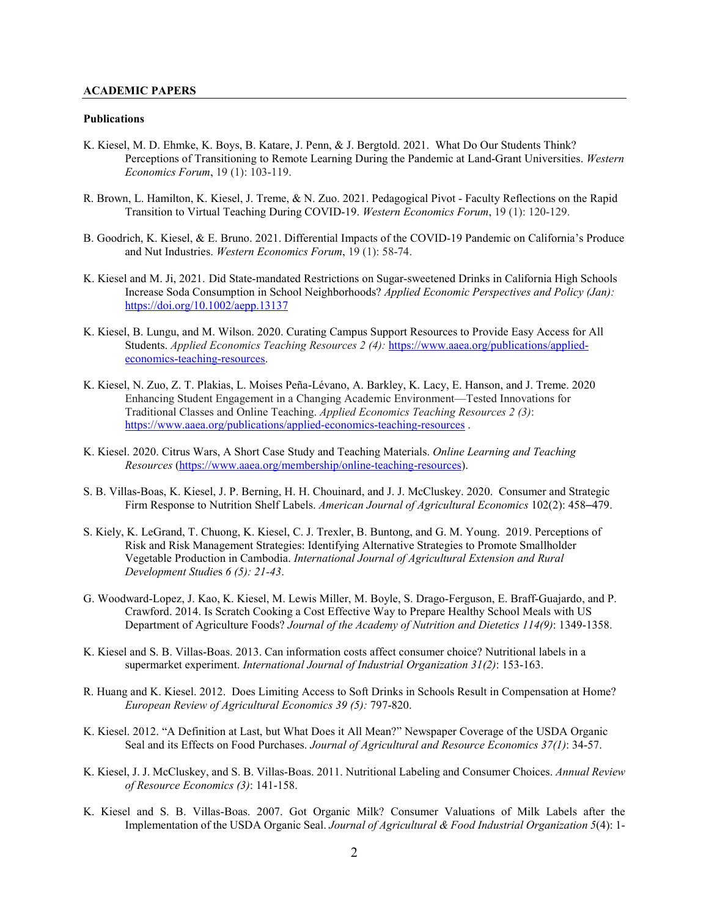## ACADEMIC PAPERS

### Publications

K. Kiesel, M. D. Ehmke, K. Boys, B. Katare, J. Penn, & J. Bergtold. 2021. What Do Our Students Think? Perceptions of Transitioning to Remote Learning During the Pandemic at Land-Grant Universities. *Western Economics Forum*, 19 (1): 103-119.

R. Brown, L. Hamilton, K. Kiesel, J. Treme, & N. Zuo. 2021. Pedagogical Pivot - Faculty Reflections on the Rapid Transition to Virtual Teaching During COVID-19. *Western Economics Forum*, 19 (1): 120-129.

B. Goodrich, K. Kiesel, & E. Bruno. 2021. Differential Impacts of the COVID-19 Pandemic on California's Produce and Nut Industries. *Western Economics Forum*, 19 (1): 58-74.

K. Kiesel and M. Ji, 2021. Did State-mandated Restrictions on Sugar-sweetened Drinks in California High Schools Increase Soda Consumption in School Neighborhoods? *Applied Economic Perspectives and Policy (Jan):* https://doi.org/10.1002/aepp.13137

K. Kiesel, B. Lungu, and M. Wilson. 2020. Curating Campus Support Resources to Provide Easy Access for All Students. *Applied Economics Teaching Resources 2 (4):* https://www.aaea.org/publications/applied-economics-teaching-resources.

K. Kiesel, N. Zuo, Z. T. Plakias, L. Moises Peña-Lévano, A. Barkley, K. Lacy, E. Hanson, and J. Treme. 2020 Enhancing Student Engagement in a Changing Academic Environment—Tested Innovations for Traditional Classes and Online Teaching. *Applied Economics Teaching Resources 2 (3)*: https://www.aaea.org/publications/applied-economics-teaching-resources .

K. Kiesel. 2020. Citrus Wars, A Short Case Study and Teaching Materials. *Online Learning and Teaching Resources* (https://www.aaea.org/membership/online-teaching-resources).

S. B. Villas-Boas, K. Kiesel, J. P. Berning, H. H. Chouinard, and J. J. McCluskey. 2020. Consumer and Strategic Firm Response to Nutrition Shelf Labels. *American Journal of Agricultural Economics* 102(2): 458–479.

S. Kiely, K. LeGrand, T. Chuong, K. Kiesel, C. J. Trexler, B. Buntong, and G. M. Young. 2019. Perceptions of Risk and Risk Management Strategies: Identifying Alternative Strategies to Promote Smallholder Vegetable Production in Cambodia. *International Journal of Agricultural Extension and Rural Development Studies 6 (5): 21-43*.

G. Woodward-Lopez, J. Kao, K. Kiesel, M. Lewis Miller, M. Boyle, S. Drago-Ferguson, E. Braff-Guajardo, and P. Crawford. 2014. Is Scratch Cooking a Cost Effective Way to Prepare Healthy School Meals with US Department of Agriculture Foods? *Journal of the Academy of Nutrition and Dietetics 114(9)*: 1349-1358.

K. Kiesel and S. B. Villas-Boas. 2013. Can information costs affect consumer choice? Nutritional labels in a supermarket experiment. *International Journal of Industrial Organization 31(2)*: 153-163.

R. Huang and K. Kiesel. 2012. Does Limiting Access to Soft Drinks in Schools Result in Compensation at Home? *European Review of Agricultural Economics 39 (5):* 797-820.

K. Kiesel. 2012. "A Definition at Last, but What Does it All Mean?" Newspaper Coverage of the USDA Organic Seal and its Effects on Food Purchases. *Journal of Agricultural and Resource Economics 37(1)*: 34-57.

K. Kiesel, J. J. McCluskey, and S. B. Villas-Boas. 2011. Nutritional Labeling and Consumer Choices. *Annual Review of Resource Economics (3)*: 141-158.

K. Kiesel and S. B. Villas-Boas. 2007. Got Organic Milk? Consumer Valuations of Milk Labels after the Implementation of the USDA Organic Seal. *Journal of Agricultural & Food Industrial Organization 5*(4): 1-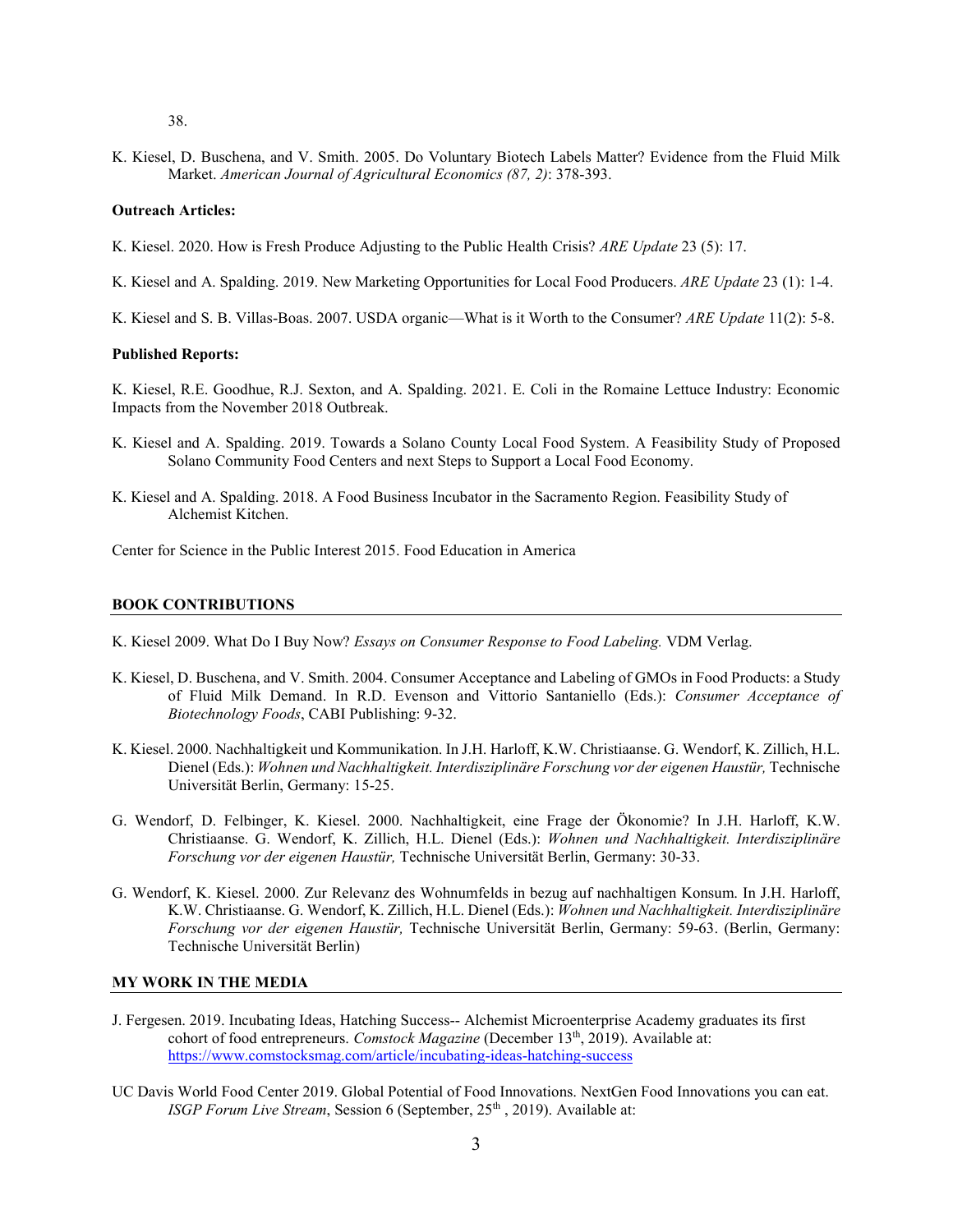38.

K. Kiesel, D. Buschena, and V. Smith. 2005. Do Voluntary Biotech Labels Matter? Evidence from the Fluid Milk Market. *American Journal of Agricultural Economics (87, 2)*: 378-393.

**Outreach Articles:**

K. Kiesel. 2020. How is Fresh Produce Adjusting to the Public Health Crisis? *ARE Update* 23 (5): 17.

K. Kiesel and A. Spalding. 2019. New Marketing Opportunities for Local Food Producers. *ARE Update* 23 (1): 1-4.

K. Kiesel and S. B. Villas-Boas. 2007. USDA organic—What is it Worth to the Consumer? *ARE Update* 11(2): 5-8.

**Published Reports:**

K. Kiesel, R.E. Goodhue, R.J. Sexton, and A. Spalding. 2021. E. Coli in the Romaine Lettuce Industry: Economic Impacts from the November 2018 Outbreak.

K. Kiesel and A. Spalding. 2019. Towards a Solano County Local Food System. A Feasibility Study of Proposed Solano Community Food Centers and next Steps to Support a Local Food Economy.

K. Kiesel and A. Spalding. 2018. A Food Business Incubator in the Sacramento Region. Feasibility Study of Alchemist Kitchen.

Center for Science in the Public Interest 2015. Food Education in America

## BOOK CONTRIBUTIONS

K. Kiesel 2009. What Do I Buy Now? *Essays on Consumer Response to Food Labeling.* VDM Verlag.

K. Kiesel, D. Buschena, and V. Smith. 2004. Consumer Acceptance and Labeling of GMOs in Food Products: a Study of Fluid Milk Demand. In R.D. Evenson and Vittorio Santaniello (Eds.): *Consumer Acceptance of Biotechnology Foods*, CABI Publishing: 9-32.

K. Kiesel. 2000. Nachhaltigkeit und Kommunikation. In J.H. Harloff, K.W. Christiaanse. G. Wendorf, K. Zillich, H.L. Dienel (Eds.): *Wohnen und Nachhaltigkeit. Interdisziplinäre Forschung vor der eigenen Haustür,* Technische Universität Berlin, Germany: 15-25.

G. Wendorf, D. Felbinger, K. Kiesel. 2000. Nachhaltigkeit, eine Frage der Ökonomie? In J.H. Harloff, K.W. Christiaanse. G. Wendorf, K. Zillich, H.L. Dienel (Eds.): *Wohnen und Nachhaltigkeit. Interdisziplinäre Forschung vor der eigenen Haustür,* Technische Universität Berlin, Germany: 30-33.

G. Wendorf, K. Kiesel. 2000. Zur Relevanz des Wohnumfelds in bezug auf nachhaltigen Konsum. In J.H. Harloff, K.W. Christiaanse. G. Wendorf, K. Zillich, H.L. Dienel (Eds.): *Wohnen und Nachhaltigkeit. Interdisziplinäre Forschung vor der eigenen Haustür,* Technische Universität Berlin, Germany: 59-63. (Berlin, Germany: Technische Universität Berlin)

## MY WORK IN THE MEDIA

J. Fergesen. 2019. Incubating Ideas, Hatching Success-- Alchemist Microenterprise Academy graduates its first cohort of food entrepreneurs. *Comstock Magazine* (December 13th, 2019). Available at: https://www.comstocksmag.com/article/incubating-ideas-hatching-success

UC Davis World Food Center 2019. Global Potential of Food Innovations. NextGen Food Innovations you can eat. *ISGP Forum Live Stream*, Session 6 (September, 25th , 2019). Available at: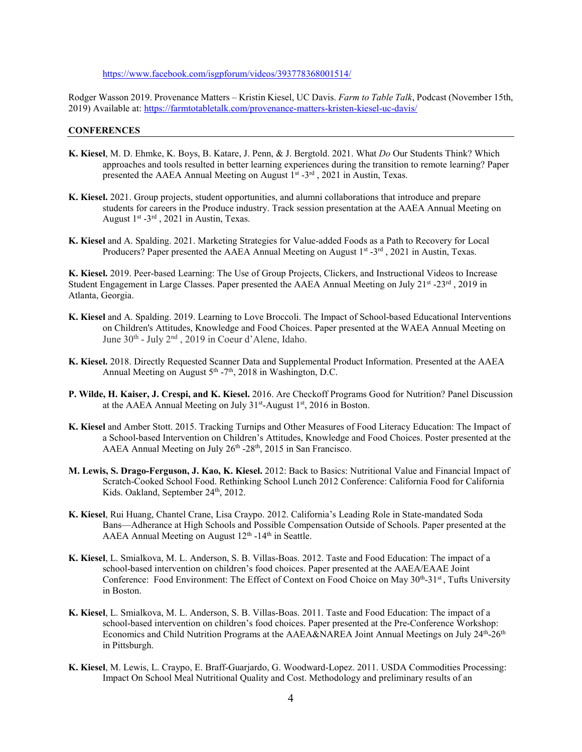https://www.facebook.com/isgpforum/videos/393778368001514/

Rodger Wasson 2019. Provenance Matters – Kristin Kiesel, UC Davis. *Farm to Table Talk*, Podcast (November 15th, 2019) Available at: https://farmtotabletalk.com/provenance-matters-kristen-kiesel-uc-davis/

## CONFERENCES

**K. Kiesel**, M. D. Ehmke, K. Boys, B. Katare, J. Penn, & J. Bergtold. 2021. What *Do* Our Students Think? Which approaches and tools resulted in better learning experiences during the transition to remote learning? Paper presented the AAEA Annual Meeting on August 1st -3rd , 2021 in Austin, Texas.

**K. Kiesel.** 2021. Group projects, student opportunities, and alumni collaborations that introduce and prepare students for careers in the Produce industry. Track session presentation at the AAEA Annual Meeting on August 1st -3rd , 2021 in Austin, Texas.

**K. Kiesel** and A. Spalding. 2021. Marketing Strategies for Value-added Foods as a Path to Recovery for Local Producers? Paper presented the AAEA Annual Meeting on August 1st -3rd , 2021 in Austin, Texas.

**K. Kiesel.** 2019. Peer-based Learning: The Use of Group Projects, Clickers, and Instructional Videos to Increase Student Engagement in Large Classes. Paper presented the AAEA Annual Meeting on July 21st -23rd , 2019 in Atlanta, Georgia.

**K. Kiesel** and A. Spalding. 2019. Learning to Love Broccoli. The Impact of School-based Educational Interventions on Children's Attitudes, Knowledge and Food Choices. Paper presented at the WAEA Annual Meeting on June 30th - July 2nd , 2019 in Coeur d'Alene, Idaho.

**K. Kiesel.** 2018. Directly Requested Scanner Data and Supplemental Product Information. Presented at the AAEA Annual Meeting on August 5th -7th, 2018 in Washington, D.C.

**P. Wilde, H. Kaiser, J. Crespi, and K. Kiesel.** 2016. Are Checkoff Programs Good for Nutrition? Panel Discussion at the AAEA Annual Meeting on July 31st-August 1st, 2016 in Boston.

**K. Kiesel** and Amber Stott. 2015. Tracking Turnips and Other Measures of Food Literacy Education: The Impact of a School-based Intervention on Children's Attitudes, Knowledge and Food Choices. Poster presented at the AAEA Annual Meeting on July 26th -28th, 2015 in San Francisco.

**M. Lewis, S. Drago-Ferguson, J. Kao, K. Kiesel.** 2012: Back to Basics: Nutritional Value and Financial Impact of Scratch-Cooked School Food. Rethinking School Lunch 2012 Conference: California Food for California Kids. Oakland, September 24th, 2012.

**K. Kiesel**, Rui Huang, Chantel Crane, Lisa Craypo. 2012. California's Leading Role in State-mandated Soda Bans—Adherance at High Schools and Possible Compensation Outside of Schools. Paper presented at the AAEA Annual Meeting on August 12th -14th in Seattle.

**K. Kiesel**, L. Smialkova, M. L. Anderson, S. B. Villas-Boas. 2012. Taste and Food Education: The impact of a school-based intervention on children's food choices. Paper presented at the AAEA/EAAE Joint Conference: Food Environment: The Effect of Context on Food Choice on May 30th-31st , Tufts University in Boston.

**K. Kiesel**, L. Smialkova, M. L. Anderson, S. B. Villas-Boas. 2011. Taste and Food Education: The impact of a school-based intervention on children's food choices. Paper presented at the Pre-Conference Workshop: Economics and Child Nutrition Programs at the AAEA&NAREA Joint Annual Meetings on July 24th-26th in Pittsburgh.

**K. Kiesel**, M. Lewis, L. Craypo, E. Braff-Guarjardo, G. Woodward-Lopez. 2011. USDA Commodities Processing: Impact On School Meal Nutritional Quality and Cost. Methodology and preliminary results of an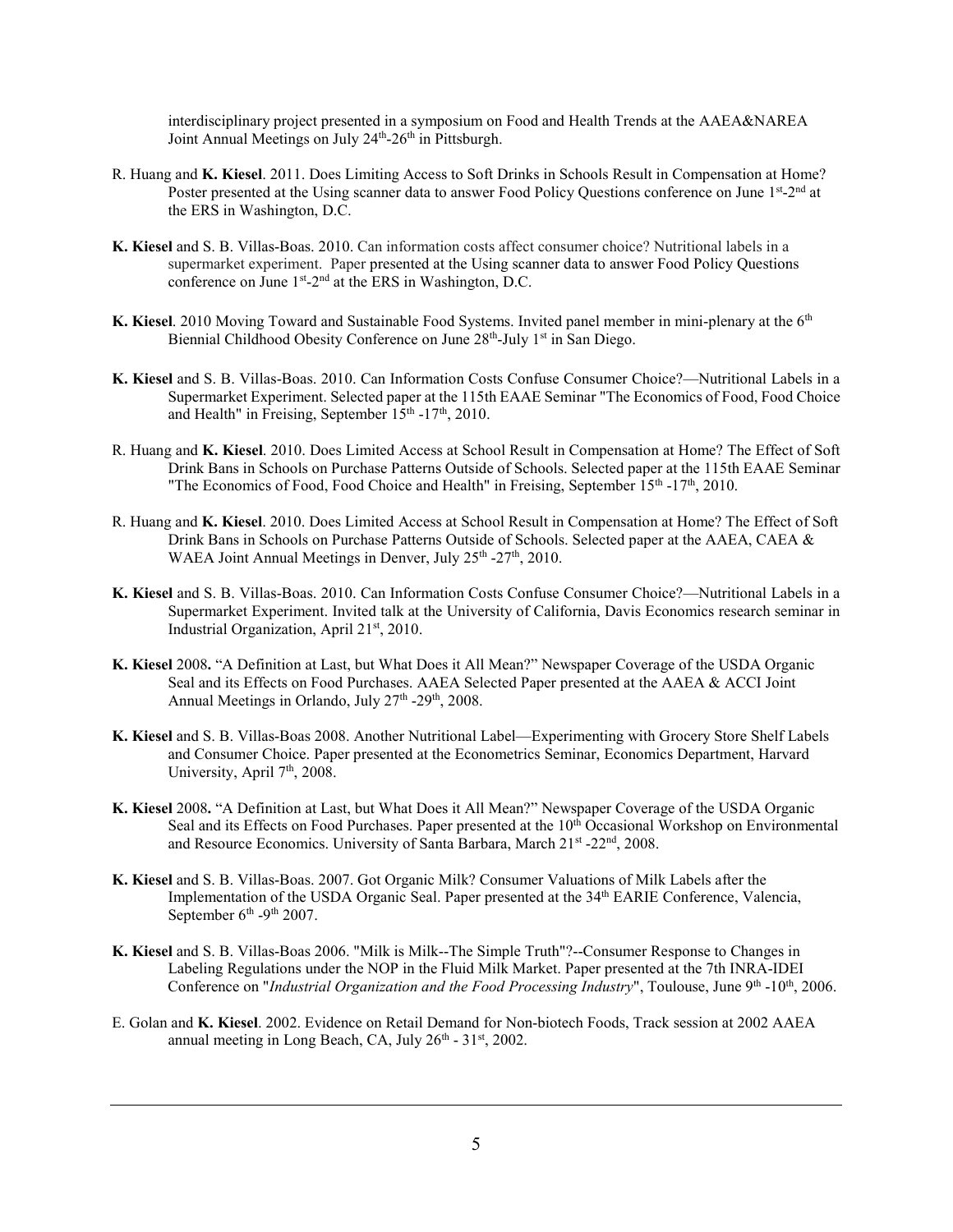interdisciplinary project presented in a symposium on Food and Health Trends at the AAEA&NAREA Joint Annual Meetings on July 24th-26th in Pittsburgh.

R. Huang and **K. Kiesel**. 2011. Does Limiting Access to Soft Drinks in Schools Result in Compensation at Home? Poster presented at the Using scanner data to answer Food Policy Questions conference on June 1st-2nd at the ERS in Washington, D.C.

**K. Kiesel** and S. B. Villas-Boas. 2010. Can information costs affect consumer choice? Nutritional labels in a supermarket experiment. Paper presented at the Using scanner data to answer Food Policy Questions conference on June 1st-2nd at the ERS in Washington, D.C.

**K. Kiesel**. 2010 Moving Toward and Sustainable Food Systems. Invited panel member in mini-plenary at the 6th Biennial Childhood Obesity Conference on June 28th-July 1st in San Diego.

**K. Kiesel** and S. B. Villas-Boas. 2010. Can Information Costs Confuse Consumer Choice?—Nutritional Labels in a Supermarket Experiment. Selected paper at the 115th EAAE Seminar "The Economics of Food, Food Choice and Health" in Freising, September 15th -17th, 2010.

R. Huang and **K. Kiesel**. 2010. Does Limited Access at School Result in Compensation at Home? The Effect of Soft Drink Bans in Schools on Purchase Patterns Outside of Schools. Selected paper at the 115th EAAE Seminar "The Economics of Food, Food Choice and Health" in Freising, September 15th -17th, 2010.

R. Huang and **K. Kiesel**. 2010. Does Limited Access at School Result in Compensation at Home? The Effect of Soft Drink Bans in Schools on Purchase Patterns Outside of Schools. Selected paper at the AAEA, CAEA & WAEA Joint Annual Meetings in Denver, July 25th -27th, 2010.

**K. Kiesel** and S. B. Villas-Boas. 2010. Can Information Costs Confuse Consumer Choice?—Nutritional Labels in a Supermarket Experiment. Invited talk at the University of California, Davis Economics research seminar in Industrial Organization, April 21st, 2010.

**K. Kiesel** 2008**.** "A Definition at Last, but What Does it All Mean?" Newspaper Coverage of the USDA Organic Seal and its Effects on Food Purchases. AAEA Selected Paper presented at the AAEA & ACCI Joint Annual Meetings in Orlando, July 27th -29th, 2008.

**K. Kiesel** and S. B. Villas-Boas 2008. Another Nutritional Label—Experimenting with Grocery Store Shelf Labels and Consumer Choice. Paper presented at the Econometrics Seminar, Economics Department, Harvard University, April 7th, 2008.

**K. Kiesel** 2008**.** "A Definition at Last, but What Does it All Mean?" Newspaper Coverage of the USDA Organic Seal and its Effects on Food Purchases. Paper presented at the 10th Occasional Workshop on Environmental and Resource Economics. University of Santa Barbara, March 21st -22nd, 2008.

**K. Kiesel** and S. B. Villas-Boas. 2007. Got Organic Milk? Consumer Valuations of Milk Labels after the Implementation of the USDA Organic Seal. Paper presented at the 34th EARIE Conference, Valencia, September 6th -9th 2007.

**K. Kiesel** and S. B. Villas-Boas 2006. "Milk is Milk--The Simple Truth"?--Consumer Response to Changes in Labeling Regulations under the NOP in the Fluid Milk Market. Paper presented at the 7th INRA-IDEI Conference on "*Industrial Organization and the Food Processing Industry*", Toulouse, June 9th -10th, 2006.

E. Golan and **K. Kiesel**. 2002. Evidence on Retail Demand for Non-biotech Foods, Track session at 2002 AAEA annual meeting in Long Beach, CA, July 26th - 31st, 2002.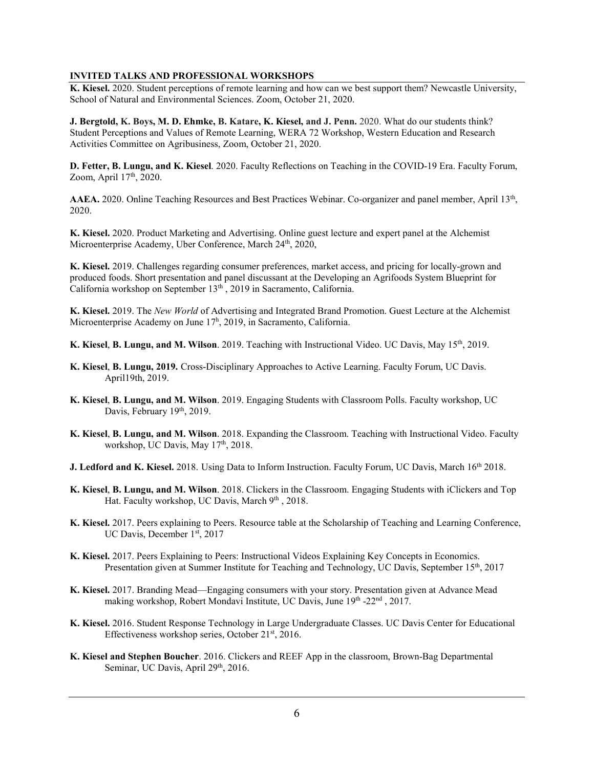## INVITED TALKS AND PROFESSIONAL WORKSHOPS

**K. Kiesel.** 2020. Student perceptions of remote learning and how can we best support them? Newcastle University, School of Natural and Environmental Sciences. Zoom, October 21, 2020.

**J. Bergtold, K. Boys, M. D. Ehmke, B. Katare, K. Kiesel, and J. Penn.** 2020. What do our students think? Student Perceptions and Values of Remote Learning, WERA 72 Workshop, Western Education and Research Activities Committee on Agribusiness, Zoom, October 21, 2020.

**D. Fetter, B. Lungu, and K. Kiesel**. 2020. Faculty Reflections on Teaching in the COVID-19 Era. Faculty Forum, Zoom, April 17th, 2020.

**AAEA.** 2020. Online Teaching Resources and Best Practices Webinar. Co-organizer and panel member, April 13th, 2020.

**K. Kiesel.** 2020. Product Marketing and Advertising. Online guest lecture and expert panel at the Alchemist Microenterprise Academy, Uber Conference, March 24th, 2020,

**K. Kiesel.** 2019. Challenges regarding consumer preferences, market access, and pricing for locally-grown and produced foods. Short presentation and panel discussant at the Developing an Agrifoods System Blueprint for California workshop on September 13th , 2019 in Sacramento, California.

**K. Kiesel.** 2019. The *New World* of Advertising and Integrated Brand Promotion. Guest Lecture at the Alchemist Microenterprise Academy on June 17h, 2019, in Sacramento, California.

**K. Kiesel**, **B. Lungu, and M. Wilson**. 2019. Teaching with Instructional Video. UC Davis, May 15th, 2019.

**K. Kiesel**, **B. Lungu, 2019.** Cross-Disciplinary Approaches to Active Learning. Faculty Forum, UC Davis. April19th, 2019.

**K. Kiesel**, **B. Lungu, and M. Wilson**. 2019. Engaging Students with Classroom Polls. Faculty workshop, UC Davis, February 19th, 2019.

**K. Kiesel**, **B. Lungu, and M. Wilson**. 2018. Expanding the Classroom. Teaching with Instructional Video. Faculty workshop, UC Davis, May 17th, 2018.

**J. Ledford and K. Kiesel.** 2018. Using Data to Inform Instruction. Faculty Forum, UC Davis, March 16th 2018.

**K. Kiesel**, **B. Lungu, and M. Wilson**. 2018. Clickers in the Classroom. Engaging Students with iClickers and Top Hat. Faculty workshop, UC Davis, March 9th , 2018.

**K. Kiesel.** 2017. Peers explaining to Peers. Resource table at the Scholarship of Teaching and Learning Conference, UC Davis, December 1st, 2017

**K. Kiesel.** 2017. Peers Explaining to Peers: Instructional Videos Explaining Key Concepts in Economics. Presentation given at Summer Institute for Teaching and Technology, UC Davis, September 15th, 2017

**K. Kiesel.** 2017. Branding Mead—Engaging consumers with your story. Presentation given at Advance Mead making workshop, Robert Mondavi Institute, UC Davis, June 19th -22nd , 2017.

**K. Kiesel.** 2016. Student Response Technology in Large Undergraduate Classes. UC Davis Center for Educational Effectiveness workshop series, October 21st, 2016.

**K. Kiesel and Stephen Boucher**. 2016. Clickers and REEF App in the classroom, Brown-Bag Departmental Seminar, UC Davis, April 29th, 2016.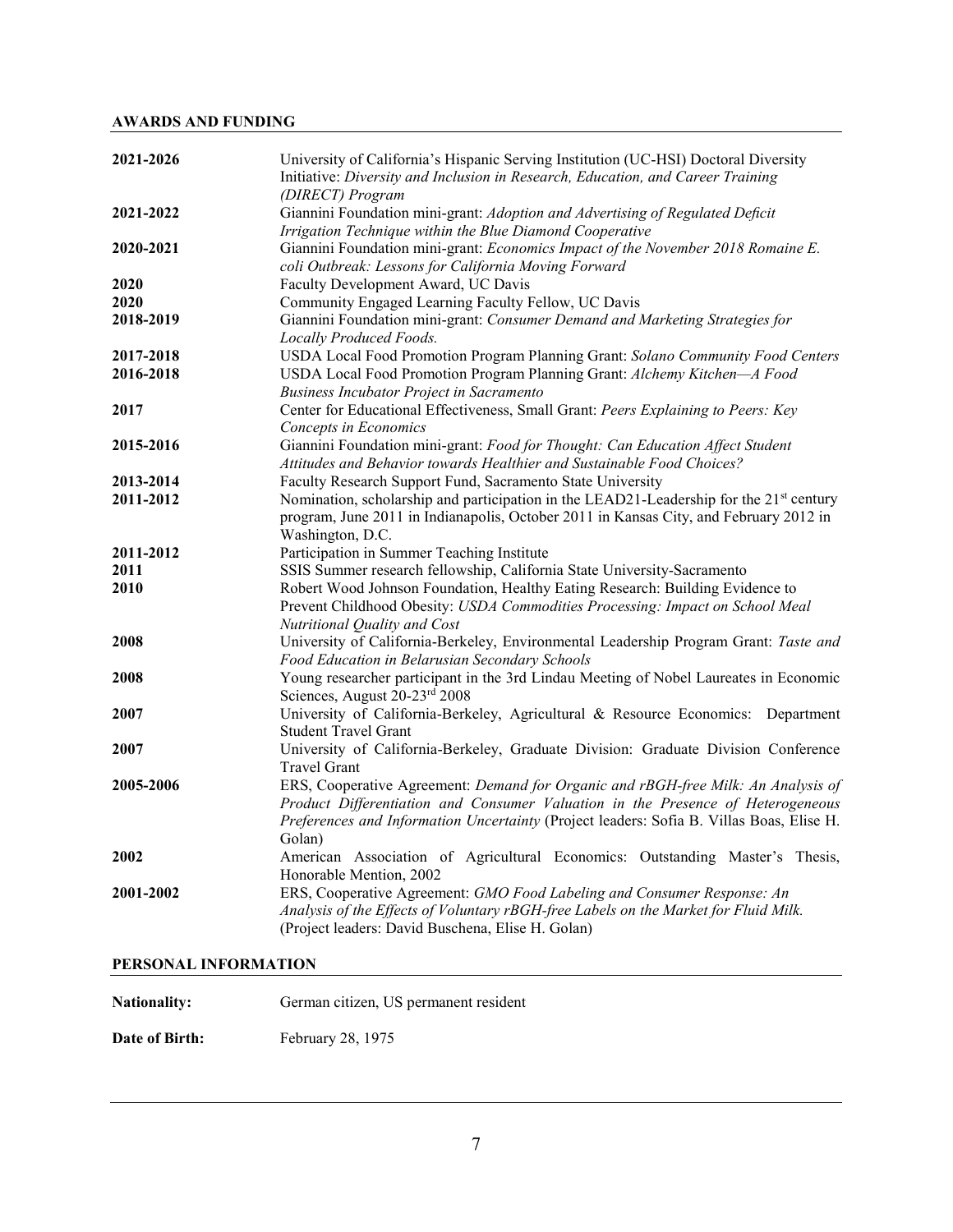## AWARDS AND FUNDING

| | |
|---|---|
| **2021-2026** | University of California's Hispanic Serving Institution (UC-HSI) Doctoral Diversity Initiative: *Diversity and Inclusion in Research, Education, and Career Training (DIRECT) Program* |
| **2021-2022** | Giannini Foundation mini-grant: *Adoption and Advertising of Regulated Deficit Irrigation Technique within the Blue Diamond Cooperative* |
| **2020-2021** | Giannini Foundation mini-grant: *Economics Impact of the November 2018 Romaine E. coli Outbreak: Lessons for California Moving Forward* |
| **2020** | Faculty Development Award, UC Davis |
| **2020** | Community Engaged Learning Faculty Fellow, UC Davis |
| **2018-2019** | Giannini Foundation mini-grant: *Consumer Demand and Marketing Strategies for Locally Produced Foods.* |
| **2017-2018** | USDA Local Food Promotion Program Planning Grant: *Solano Community Food Centers* |
| **2016-2018** | USDA Local Food Promotion Program Planning Grant: *Alchemy Kitchen—A Food Business Incubator Project in Sacramento* |
| **2017** | Center for Educational Effectiveness, Small Grant: *Peers Explaining to Peers: Key Concepts in Economics* |
| **2015-2016** | Giannini Foundation mini-grant: *Food for Thought: Can Education Affect Student Attitudes and Behavior towards Healthier and Sustainable Food Choices?* |
| **2013-2014** | Faculty Research Support Fund, Sacramento State University |
| **2011-2012** | Nomination, scholarship and participation in the LEAD21-Leadership for the 21st century program, June 2011 in Indianapolis, October 2011 in Kansas City, and February 2012 in Washington, D.C. |
| **2011-2012** | Participation in Summer Teaching Institute |
| **2011** | SSIS Summer research fellowship, California State University-Sacramento |
| **2010** | Robert Wood Johnson Foundation, Healthy Eating Research: Building Evidence to Prevent Childhood Obesity: *USDA Commodities Processing: Impact on School Meal Nutritional Quality and Cost* |
| **2008** | University of California-Berkeley, Environmental Leadership Program Grant: *Taste and Food Education in Belarusian Secondary Schools* |
| **2008** | Young researcher participant in the 3rd Lindau Meeting of Nobel Laureates in Economic Sciences, August 20-23rd 2008 |
| **2007** | University of California-Berkeley, Agricultural & Resource Economics: Department Student Travel Grant |
| **2007** | University of California-Berkeley, Graduate Division: Graduate Division Conference Travel Grant |
| **2005-2006** | ERS, Cooperative Agreement: *Demand for Organic and rBGH-free Milk: An Analysis of Product Differentiation and Consumer Valuation in the Presence of Heterogeneous Preferences and Information Uncertainty* (Project leaders: Sofia B. Villas Boas, Elise H. Golan) |
| **2002** | American Association of Agricultural Economics: Outstanding Master's Thesis, Honorable Mention, 2002 |
| **2001-2002** | ERS, Cooperative Agreement: *GMO Food Labeling and Consumer Response: An Analysis of the Effects of Voluntary rBGH-free Labels on the Market for Fluid Milk.* (Project leaders: David Buschena, Elise H. Golan) |

## PERSONAL INFORMATION

**Nationality:** German citizen, US permanent resident

**Date of Birth:** February 28, 1975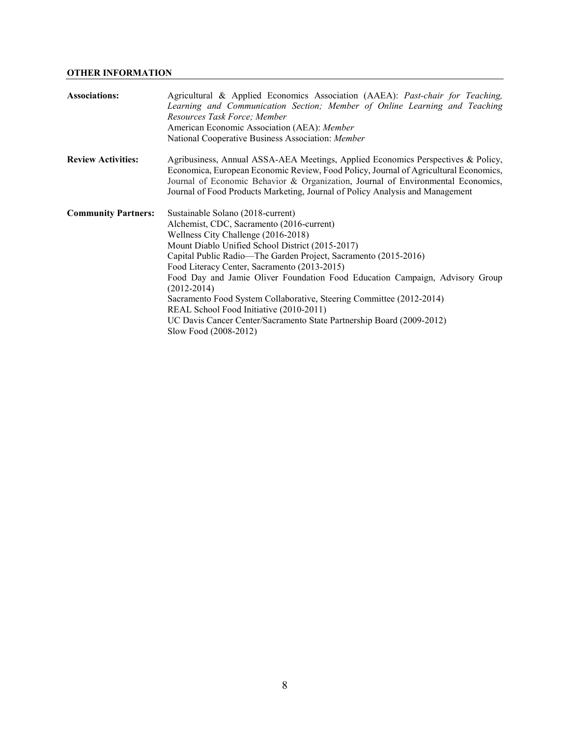## OTHER INFORMATION

**Associations:** Agricultural & Applied Economics Association (AAEA): *Past-chair for Teaching, Learning and Communication Section; Member of Online Learning and Teaching Resources Task Force; Member*
American Economic Association (AEA): *Member*
National Cooperative Business Association: *Member*

**Review Activities:** Agribusiness, Annual ASSA-AEA Meetings, Applied Economics Perspectives & Policy, Economica, European Economic Review, Food Policy, Journal of Agricultural Economics, Journal of Economic Behavior & Organization, Journal of Environmental Economics, Journal of Food Products Marketing, Journal of Policy Analysis and Management

**Community Partners:**
Sustainable Solano (2018-current)
Alchemist, CDC, Sacramento (2016-current)
Wellness City Challenge (2016-2018)
Mount Diablo Unified School District (2015-2017)
Capital Public Radio—The Garden Project, Sacramento (2015-2016)
Food Literacy Center, Sacramento (2013-2015)
Food Day and Jamie Oliver Foundation Food Education Campaign, Advisory Group (2012-2014)
Sacramento Food System Collaborative, Steering Committee (2012-2014)
REAL School Food Initiative (2010-2011)
UC Davis Cancer Center/Sacramento State Partnership Board (2009-2012)
Slow Food (2008-2012)